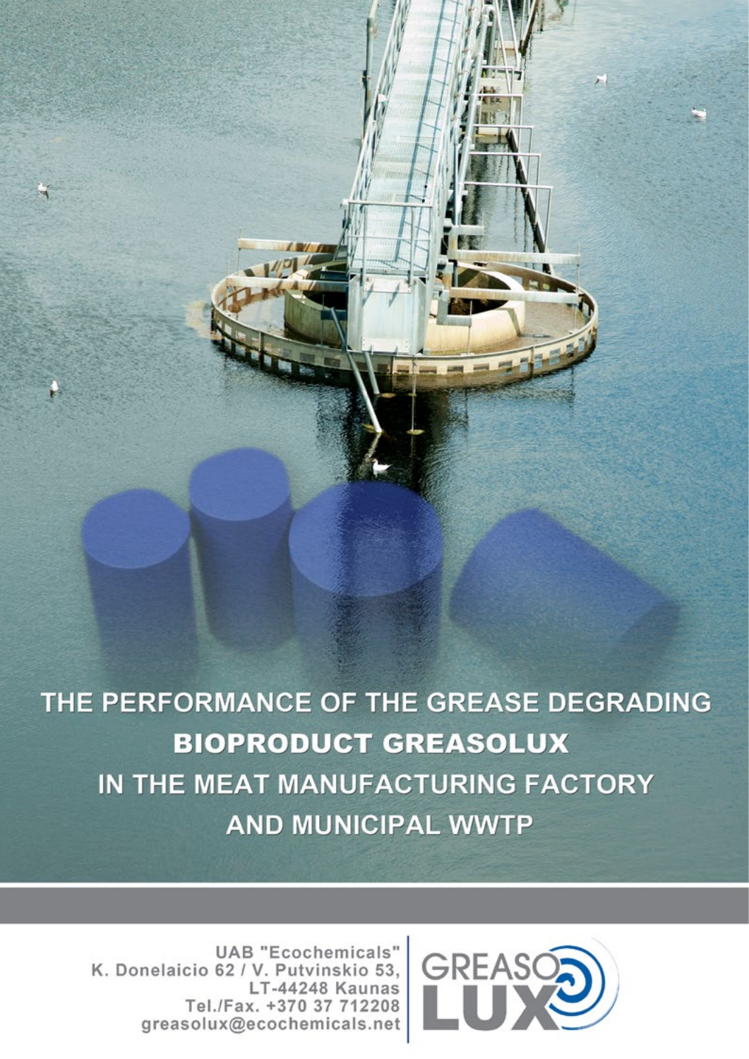# THE PERFORMANCE OF THE GREASE DEGRADING BIOPRODUCT GREASOLUX IN THE MEAT MANUFACTURING FACTORY AND MUNICIPAL WWTP

UAB "Ecochemicals"
K. Donelaicio 62 / V. Putvinskio 53,
LT-44248 Kaunas
Tel./Fax. +370 37 712208
greasolux@ecochemicals.net

GREASO LUX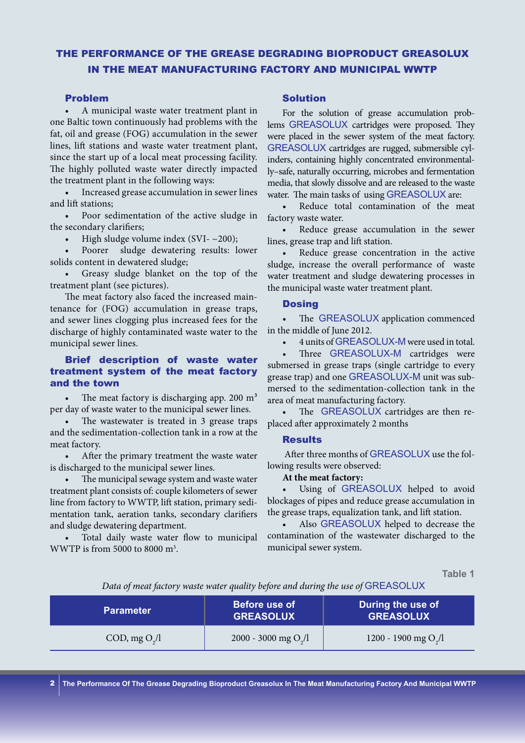# THE PERFORMANCE OF THE GREASE DEGRADING BIOPRODUCT GREASOLUX IN THE MEAT MANUFACTURING FACTORY AND MUNICIPAL WWTP

## Problem

- A municipal waste water treatment plant in one Baltic town continuously had problems with the fat, oil and grease (FOG) accumulation in the sewer lines, lift stations and waste water treatment plant, since the start up of a local meat processing facility. The highly polluted waste water directly impacted the treatment plant in the following ways:
- Increased grease accumulation in sewer lines and lift stations;
- Poor sedimentation of the active sludge in the secondary clarifiers;
- High sludge volume index (SVI- ~200);
- Poorer sludge dewatering results: lower solids content in dewatered sludge;
- Greasy sludge blanket on the top of the treatment plant (see pictures).

The meat factory also faced the increased maintenance for (FOG) accumulation in grease traps, and sewer lines clogging plus increased fees for the discharge of highly contaminated waste water to the municipal sewer lines.

## Brief description of waste water treatment system of the meat factory and the town

- The meat factory is discharging app. 200 m³ per day of waste water to the municipal sewer lines.
- The wastewater is treated in 3 grease traps and the sedimentation-collection tank in a row at the meat factory.
- After the primary treatment the waste water is discharged to the municipal sewer lines.
- The municipal sewage system and waste water treatment plant consists of: couple kilometers of sewer line from factory to WWTP, lift station, primary sedimentation tank, aeration tanks, secondary clarifiers and sludge dewatering department.
- Total daily waste water flow to municipal WWTP is from 5000 to 8000 m³.

## Solution

For the solution of grease accumulation problems GREASOLUX cartridges were proposed. They were placed in the sewer system of the meat factory. GREASOLUX cartridges are rugged, submersible cylinders, containing highly concentrated environmentally–safe, naturally occurring, microbes and fermentation media, that slowly dissolve and are released to the waste water. The main tasks of using GREASOLUX are:

- Reduce total contamination of the meat factory waste water.
- Reduce grease accumulation in the sewer lines, grease trap and lift station.
- Reduce grease concentration in the active sludge, increase the overall performance of waste water treatment and sludge dewatering processes in the municipal waste water treatment plant.

## Dosing

- The GREASOLUX application commenced in the middle of June 2012.
- 4 units of GREASOLUX-M were used in total.
- Three GREASOLUX-M cartridges were submersed in grease traps (single cartridge to every grease trap) and one GREASOLUX-M unit was submersed to the sedimentation-collection tank in the area of meat manufacturing factory.
- The GREASOLUX cartridges are then replaced after approximately 2 months

## Results

After three months of GREASOLUX use the following results were observed:

**At the meat factory:**

- Using of GREASOLUX helped to avoid blockages of pipes and reduce grease accumulation in the grease traps, equalization tank, and lift station.
- Also GREASOLUX helped to decrease the contamination of the wastewater discharged to the municipal sewer system.

Table 1

*Data of meat factory waste water quality before and during the use of* GREASOLUX

| Parameter | Before use of GREASOLUX | During the use of GREASOLUX |
|---|---|---|
| COD, mg $O_2$/l | 2000 - 3000 mg $O_2$/l | 1200 - 1900 mg $O_2$/l |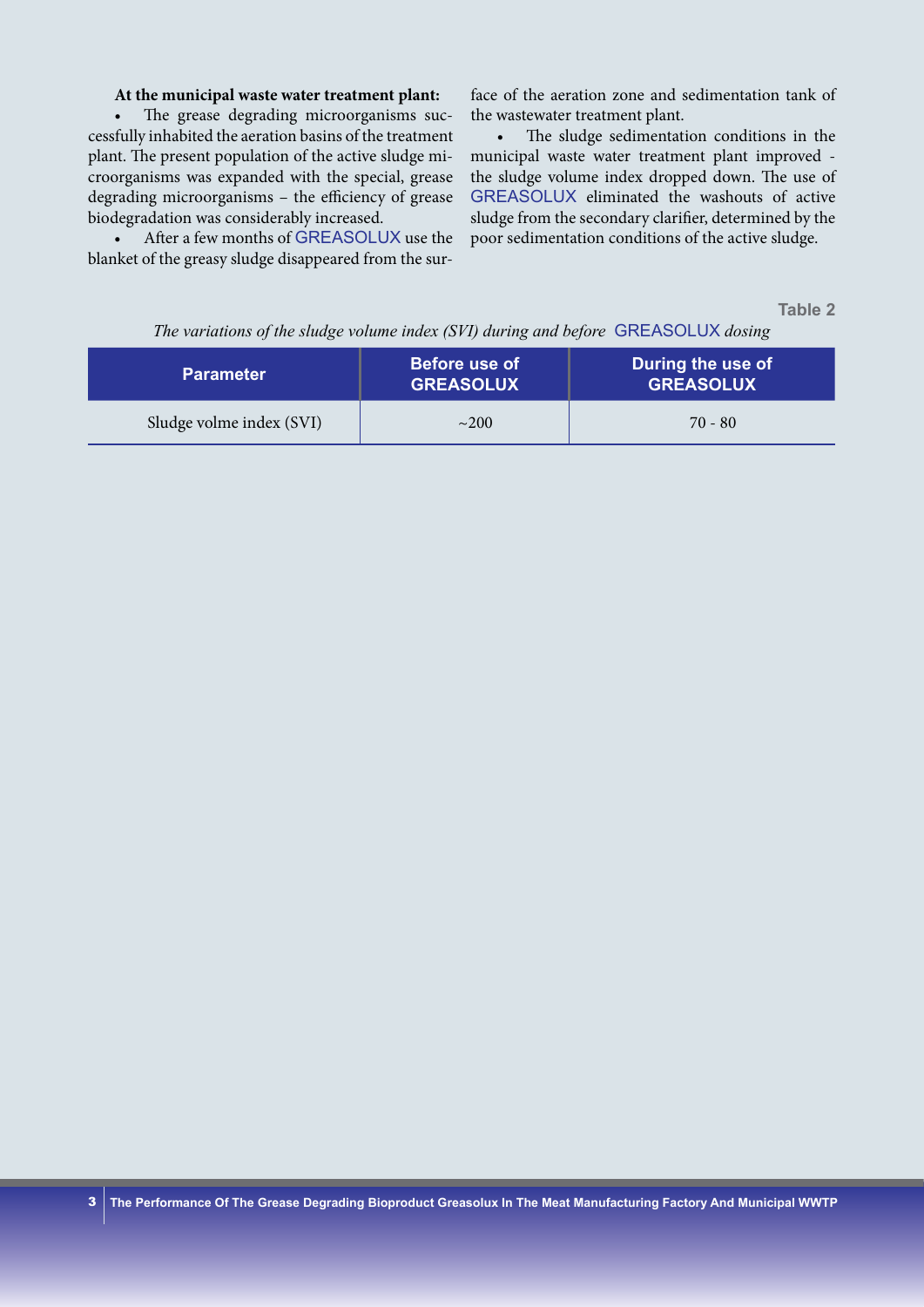**At the municipal waste water treatment plant:**

- The grease degrading microorganisms successfully inhabited the aeration basins of the treatment plant. The present population of the active sludge microorganisms was expanded with the special, grease degrading microorganisms – the efficiency of grease biodegradation was considerably increased.
- After a few months of GREASOLUX use the blanket of the greasy sludge disappeared from the surface of the aeration zone and sedimentation tank of the wastewater treatment plant.
- The sludge sedimentation conditions in the municipal waste water treatment plant improved - the sludge volume index dropped down. The use of GREASOLUX eliminated the washouts of active sludge from the secondary clarifier, determined by the poor sedimentation conditions of the active sludge.

**Table 2**

*The variations of the sludge volume index (SVI) during and before* GREASOLUX *dosing*

| Parameter | Before use of GREASOLUX | During the use of GREASOLUX |
|---|---|---|
| Sludge volme index (SVI) | ~200 | 70 - 80 |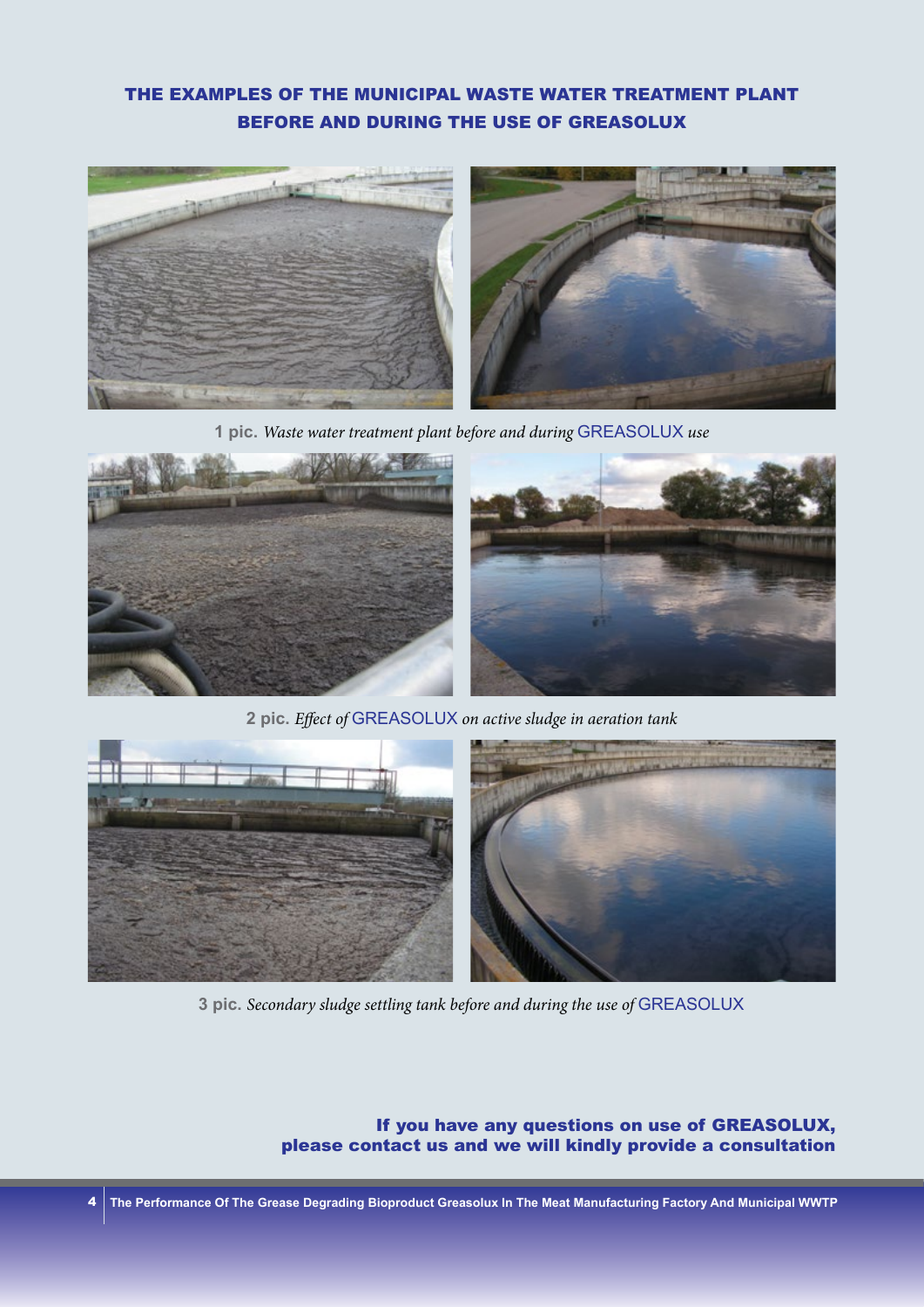## THE EXAMPLES OF THE MUNICIPAL WASTE WATER TREATMENT PLANT BEFORE AND DURING THE USE OF GREASOLUX

**1 pic.** *Waste water treatment plant before and during* GREASOLUX *use*

**2 pic.** *Effect of* GREASOLUX *on active sludge in aeration tank*

**3 pic.** *Secondary sludge settling tank before and during the use of* GREASOLUX

**If you have any questions on use of GREASOLUX, please contact us and we will kindly provide a consultation**